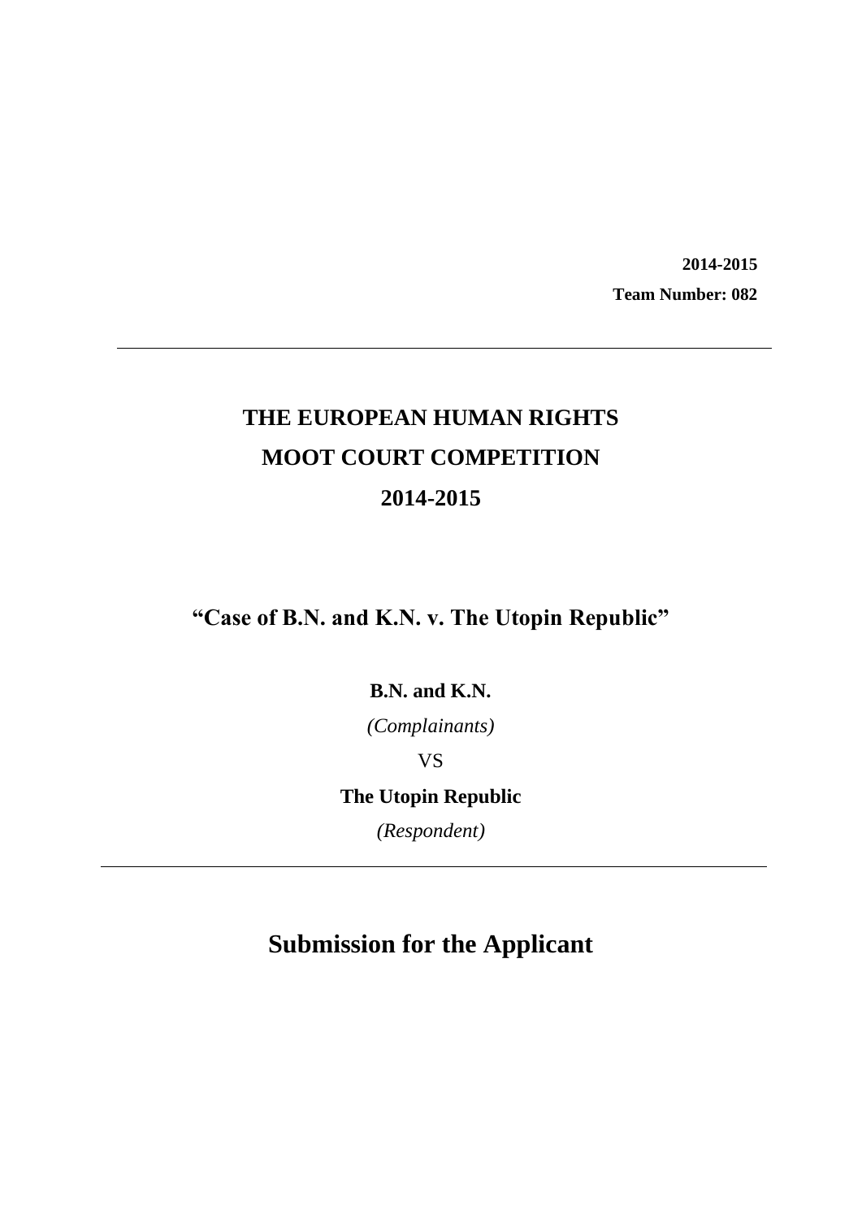**2014-2015**

**Team Number: 082**

---

# THE EUROPEAN HUMAN RIGHTS MOOT COURT COMPETITION 2014-2015

## "Case of B.N. and K.N. v. The Utopin Republic"

**B.N. and K.N.**

*(Complainants)*

VS

**The Utopin Republic**

*(Respondent)*

---

# Submission for the Applicant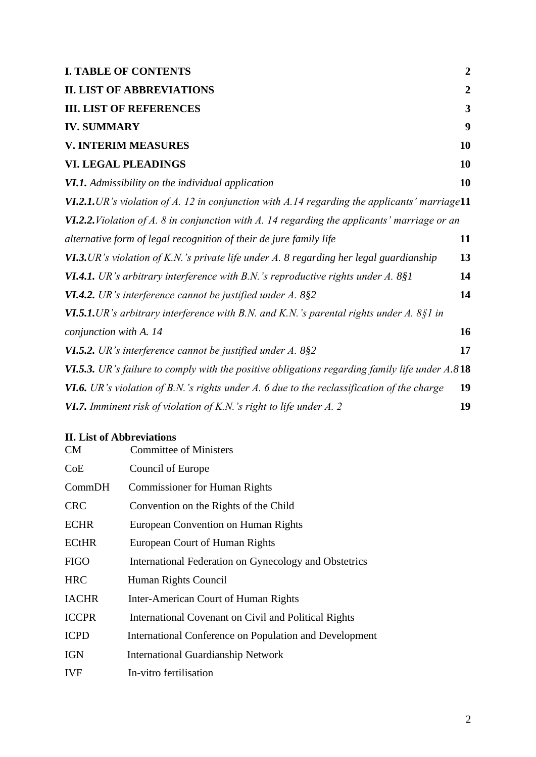| | |
|---|---|
| **I. TABLE OF CONTENTS** | **2** |
| **II. LIST OF ABBREVIATIONS** | **2** |
| **III. LIST OF REFERENCES** | **3** |
| **IV. SUMMARY** | **9** |
| **V. INTERIM MEASURES** | **10** |
| **VI. LEGAL PLEADINGS** | **10** |
| ***VI.1.*** *Admissibility on the individual application* | **10** |
| ***VI.2.1.****UR's violation of A. 12 in conjunction with A.14 regarding the applicants' marriage* | **11** |
| ***VI.2.2.****Violation of A. 8 in conjunction with A. 14 regarding the applicants' marriage or an alternative form of legal recognition of their de jure family life* | **11** |
| ***VI.3.****UR's violation of K.N.'s private life under A. 8 regarding her legal guardianship* | **13** |
| ***VI.4.1.*** *UR's arbitrary interference with B.N.'s reproductive rights under A. 8§1* | **14** |
| ***VI.4.2.*** *UR's interference cannot be justified under A. 8§2* | **14** |
| ***VI.5.1.****UR's arbitrary interference with B.N. and K.N.'s parental rights under A. 8§1 in conjunction with A. 14* | **16** |
| ***VI.5.2.*** *UR's interference cannot be justified under A. 8§2* | **17** |
| ***VI.5.3.*** *UR's failure to comply with the positive obligations regarding family life under A.8* | **18** |
| ***VI.6.*** *UR's violation of B.N.'s rights under A. 6 due to the reclassification of the charge* | **19** |
| ***VI.7.*** *Imminent risk of violation of K.N.'s right to life under A. 2* | **19** |

## II. List of Abbreviations

| | |
|---|---|
| CM | Committee of Ministers |
| CoE | Council of Europe |
| CommDH | Commissioner for Human Rights |
| CRC | Convention on the Rights of the Child |
| ECHR | European Convention on Human Rights |
| ECtHR | European Court of Human Rights |
| FIGO | International Federation on Gynecology and Obstetrics |
| HRC | Human Rights Council |
| IACHR | Inter-American Court of Human Rights |
| ICCPR | International Covenant on Civil and Political Rights |
| ICPD | International Conference on Population and Development |
| IGN | International Guardianship Network |
| IVF | In-vitro fertilisation |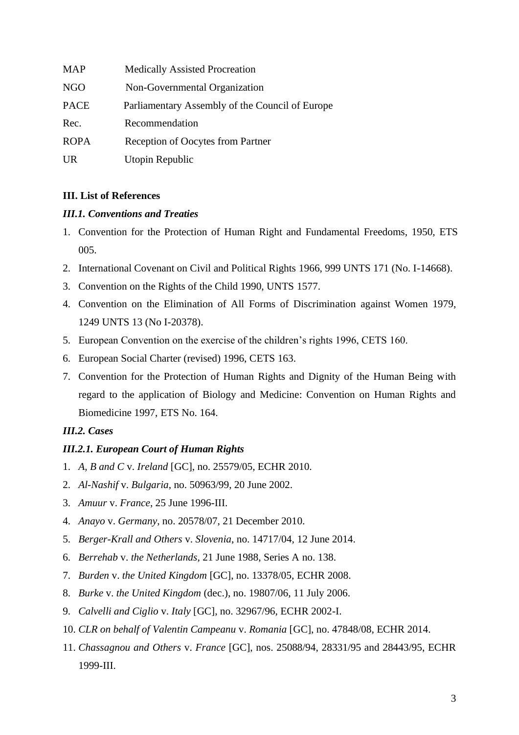| | |
|---|---|
| MAP | Medically Assisted Procreation |
| NGO | Non-Governmental Organization |
| PACE | Parliamentary Assembly of the Council of Europe |
| Rec. | Recommendation |
| ROPA | Reception of Oocytes from Partner |
| UR | Utopin Republic |

## III. List of References

### *III.1. Conventions and Treaties*

1. Convention for the Protection of Human Right and Fundamental Freedoms, 1950, ETS 005.
2. International Covenant on Civil and Political Rights 1966, 999 UNTS 171 (No. I-14668).
3. Convention on the Rights of the Child 1990, UNTS 1577.
4. Convention on the Elimination of All Forms of Discrimination against Women 1979, 1249 UNTS 13 (No I-20378).
5. European Convention on the exercise of the children's rights 1996, CETS 160.
6. European Social Charter (revised) 1996, CETS 163.
7. Convention for the Protection of Human Rights and Dignity of the Human Being with regard to the application of Biology and Medicine: Convention on Human Rights and Biomedicine 1997, ETS No. 164.

### *III.2. Cases*

#### *III.2.1. European Court of Human Rights*

1. *A, B and C* v. *Ireland* [GC], no. 25579/05, ECHR 2010.
2. *Al-Nashif* v. *Bulgaria*, no. 50963/99, 20 June 2002.
3. *Amuur* v. *France*, 25 June 1996-III.
4. *Anayo* v. *Germany*, no. 20578/07, 21 December 2010.
5. *Berger-Krall and Others* v. *Slovenia*, no. 14717/04, 12 June 2014.
6. *Berrehab* v. *the Netherlands*, 21 June 1988, Series A no. 138.
7. *Burden* v. *the United Kingdom* [GC], no. 13378/05, ECHR 2008.
8. *Burke* v. *the United Kingdom* (dec.), no. 19807/06, 11 July 2006.
9. *Calvelli and Ciglio* v. *Italy* [GC], no. 32967/96, ECHR 2002-I.
10. *CLR on behalf of Valentin Campeanu* v. *Romania* [GC], no. 47848/08, ECHR 2014.
11. *Chassagnou and Others* v. *France* [GC], nos. 25088/94, 28331/95 and 28443/95, ECHR 1999-III.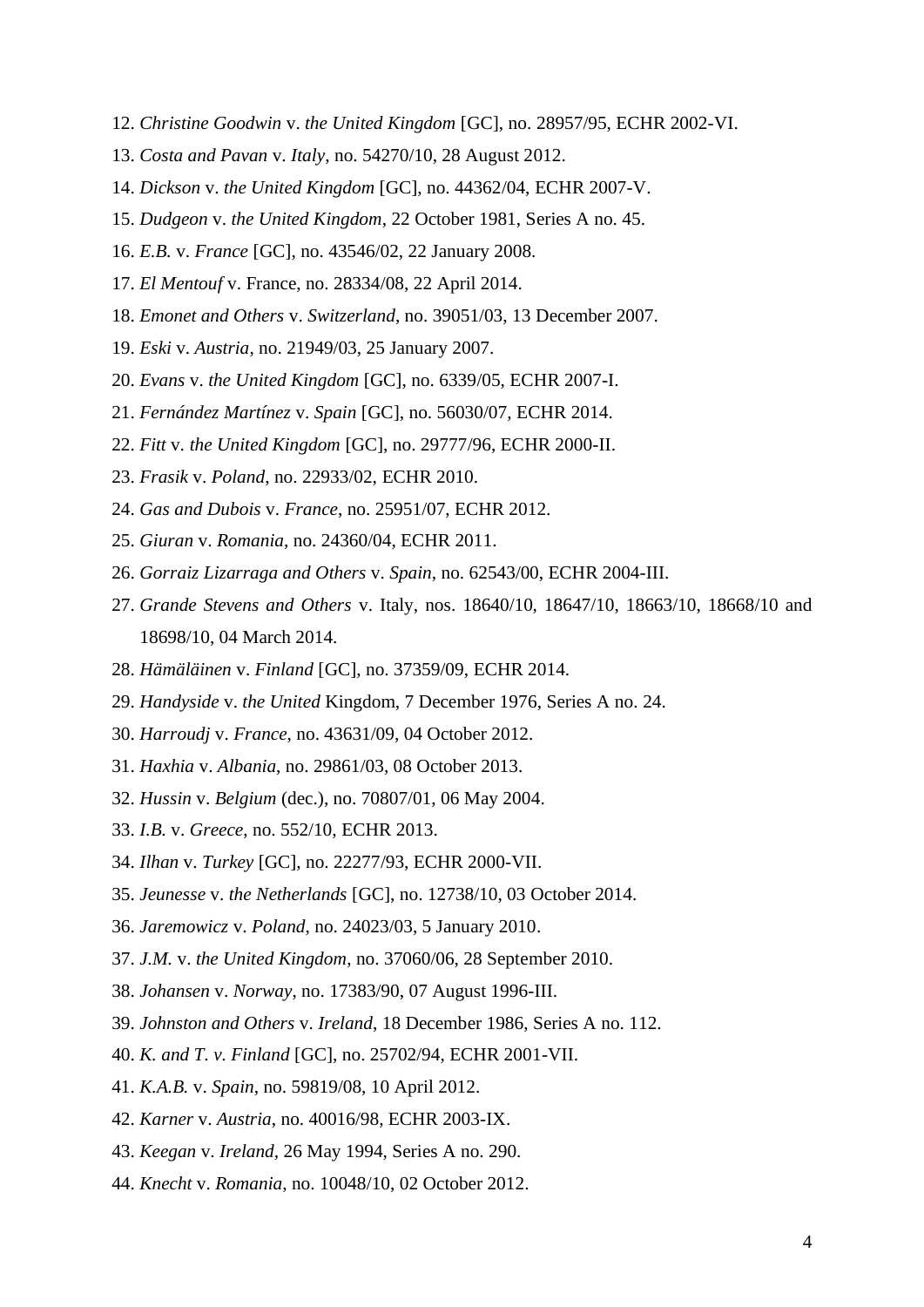12. *Christine Goodwin* v. *the United Kingdom* [GC], no. 28957/95, ECHR 2002-VI.
13. *Costa and Pavan* v. *Italy*, no. 54270/10, 28 August 2012.
14. *Dickson* v. *the United Kingdom* [GC], no. 44362/04, ECHR 2007-V.
15. *Dudgeon* v. *the United Kingdom*, 22 October 1981, Series A no. 45.
16. *E.B.* v. *France* [GC], no. 43546/02, 22 January 2008.
17. *El Mentouf* v. France, no. 28334/08, 22 April 2014.
18. *Emonet and Others* v. *Switzerland*, no. 39051/03, 13 December 2007.
19. *Eski* v. *Austria*, no. 21949/03, 25 January 2007.
20. *Evans* v. *the United Kingdom* [GC], no. 6339/05, ECHR 2007-I.
21. *Fernández Martínez* v. *Spain* [GC], no. 56030/07, ECHR 2014.
22. *Fitt* v. *the United Kingdom* [GC], no. 29777/96, ECHR 2000-II.
23. *Frasik* v. *Poland*, no. 22933/02, ECHR 2010.
24. *Gas and Dubois* v. *France*, no. 25951/07, ECHR 2012.
25. *Giuran* v. *Romania*, no. 24360/04, ECHR 2011.
26. *Gorraiz Lizarraga and Others* v. *Spain*, no. 62543/00, ECHR 2004-III.
27. *Grande Stevens and Others* v. Italy, nos. 18640/10, 18647/10, 18663/10, 18668/10 and 18698/10, 04 March 2014.
28. *Hämäläinen* v. *Finland* [GC], no. 37359/09, ECHR 2014.
29. *Handyside* v. *the United* Kingdom, 7 December 1976, Series A no. 24.
30. *Harroudj* v. *France*, no. 43631/09, 04 October 2012.
31. *Haxhia* v. *Albania*, no. 29861/03, 08 October 2013.
32. *Hussin* v. *Belgium* (dec.), no. 70807/01, 06 May 2004.
33. *I.B.* v. *Greece*, no. 552/10, ECHR 2013.
34. *Ilhan* v. *Turkey* [GC], no. 22277/93, ECHR 2000-VII.
35. *Jeunesse* v. *the Netherlands* [GC], no. 12738/10, 03 October 2014.
36. *Jaremowicz* v. *Poland*, no. 24023/03, 5 January 2010.
37. *J.M.* v. *the United Kingdom*, no. 37060/06, 28 September 2010.
38. *Johansen* v. *Norway*, no. 17383/90, 07 August 1996-III.
39. *Johnston and Others* v. *Ireland*, 18 December 1986, Series A no. 112.
40. *K. and T. v. Finland* [GC], no. 25702/94, ECHR 2001-VII.
41. *K.A.B.* v. *Spain*, no. 59819/08, 10 April 2012.
42. *Karner* v. *Austria*, no. 40016/98, ECHR 2003-IX.
43. *Keegan* v. *Ireland*, 26 May 1994, Series A no. 290.
44. *Knecht* v. *Romania*, no. 10048/10, 02 October 2012.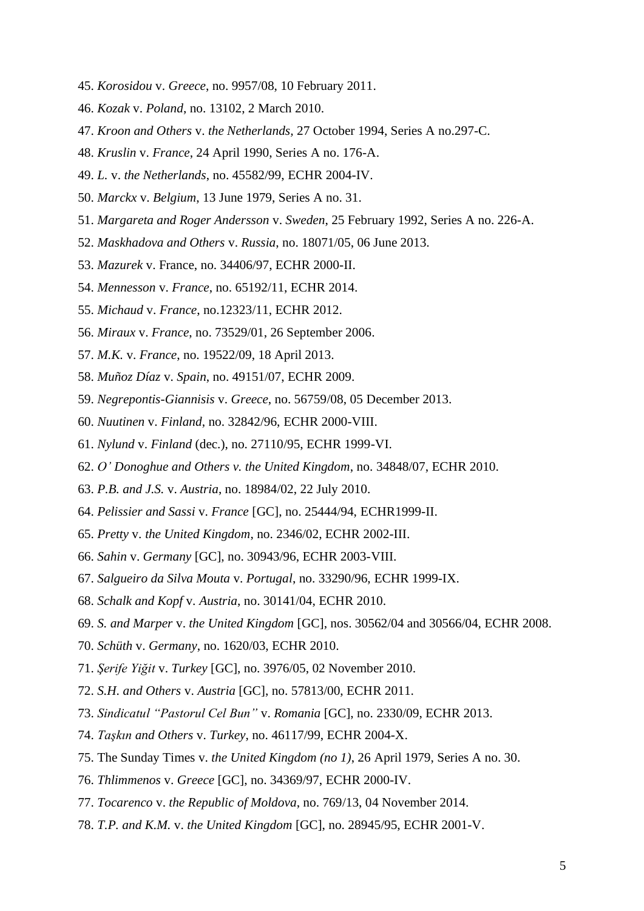45. *Korosidou* v. *Greece*, no. 9957/08, 10 February 2011.
46. *Kozak* v. *Poland*, no. 13102, 2 March 2010.
47. *Kroon and Others* v. *the Netherlands,* 27 October 1994, Series A no.297-C.
48. *Kruslin* v. *France*, 24 April 1990, Series A no. 176-A.
49. *L.* v. *the Netherlands*, no. 45582/99, ECHR 2004-IV.
50. *Marckx* v. *Belgium*, 13 June 1979, Series A no. 31.
51. *Margareta and Roger Andersson* v. *Sweden*, 25 February 1992, Series A no. 226-A.
52. *Maskhadova and Others* v. *Russia*, no. 18071/05, 06 June 2013.
53. *Mazurek* v. France, no. 34406/97, ECHR 2000-II.
54. *Mennesson* v. *France*, no. 65192/11, ECHR 2014.
55. *Michaud* v. *France*, no.12323/11, ECHR 2012.
56. *Miraux* v. *France*, no. 73529/01, 26 September 2006.
57. *M.K.* v. *France*, no. 19522/09, 18 April 2013.
58. *Muñoz Díaz* v. *Spain*, no. 49151/07, ECHR 2009.
59. *Negrepontis-Giannisis* v. *Greece*, no. 56759/08, 05 December 2013.
60. *Nuutinen* v. *Finland*, no. 32842/96, ECHR 2000-VIII.
61. *Nylund* v. *Finland* (dec.), no. 27110/95, ECHR 1999-VI.
62. *O' Donoghue and Others v. the United Kingdom*, no. 34848/07, ECHR 2010.
63. *P.B. and J.S.* v. *Austria*, no. 18984/02, 22 July 2010.
64. *Pelissier and Sassi* v. *France* [GC], no. 25444/94, ECHR1999-II.
65. *Pretty* v. *the United Kingdom*, no. 2346/02, ECHR 2002-III.
66. *Sahin* v. *Germany* [GC], no. 30943/96, ECHR 2003-VIII.
67. *Salgueiro da Silva Mouta* v. *Portugal*, no. 33290/96, ECHR 1999-IX.
68. *Schalk and Kopf* v. *Austria*, no. 30141/04, ECHR 2010.
69. *S. and Marper* v. *the United Kingdom* [GC], nos. 30562/04 and 30566/04, ECHR 2008.
70. *Schüth* v. *Germany*, no. 1620/03, ECHR 2010.
71. *Şerife Yiğit* v. *Turkey* [GC], no. 3976/05, 02 November 2010.
72. *S.H. and Others* v. *Austria* [GC], no. 57813/00, ECHR 2011.
73. *Sindicatul "Pastorul Cel Bun"* v. *Romania* [GC], no. 2330/09, ECHR 2013.
74. *Taşkın and Others* v. *Turkey*, no. 46117/99, ECHR 2004-X.
75. The Sunday Times v. *the United Kingdom (no 1)*, 26 April 1979, Series A no. 30.
76. *Thlimmenos* v. *Greece* [GC], no. 34369/97, ECHR 2000-IV.
77. *Tocarenco* v. *the Republic of Moldova*, no. 769/13, 04 November 2014.
78. *T.P. and K.M.* v. *the United Kingdom* [GC], no. 28945/95, ECHR 2001-V.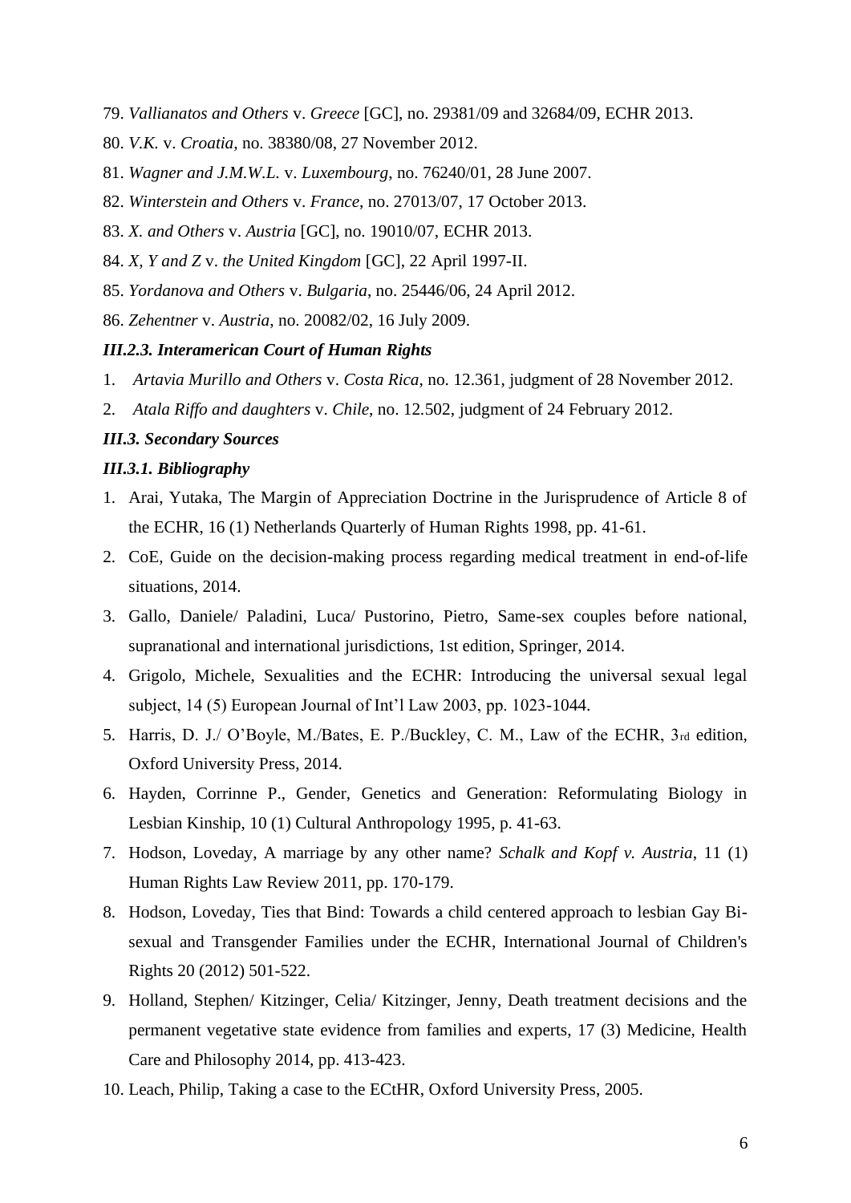79. *Vallianatos and Others* v. *Greece* [GC], no. 29381/09 and 32684/09, ECHR 2013.
80. *V.K.* v. *Croatia*, no. 38380/08, 27 November 2012.
81. *Wagner and J.M.W.L.* v. *Luxembourg*, no. 76240/01, 28 June 2007.
82. *Winterstein and Others* v. *France*, no. 27013/07, 17 October 2013.
83. *X. and Others* v. *Austria* [GC], no. 19010/07, ECHR 2013.
84. *X, Y and Z* v. *the United Kingdom* [GC], 22 April 1997-II.
85. *Yordanova and Others* v. *Bulgaria*, no. 25446/06, 24 April 2012.
86. *Zehentner* v. *Austria*, no. 20082/02, 16 July 2009.

***III.2.3. Interamerican Court of Human Rights***

1. *Artavia Murillo and Others* v. *Costa Rica*, no. 12.361, judgment of 28 November 2012.
2. *Atala Riffo and daughters* v. *Chile*, no. 12.502, judgment of 24 February 2012.

***III.3. Secondary Sources***

***III.3.1. Bibliography***

1. Arai, Yutaka, The Margin of Appreciation Doctrine in the Jurisprudence of Article 8 of the ECHR, 16 (1) Netherlands Quarterly of Human Rights 1998, pp. 41-61.
2. CoE, Guide on the decision-making process regarding medical treatment in end-of-life situations, 2014.
3. Gallo, Daniele/ Paladini, Luca/ Pustorino, Pietro, Same-sex couples before national, supranational and international jurisdictions, 1st edition, Springer, 2014.
4. Grigolo, Michele, Sexualities and the ECHR: Introducing the universal sexual legal subject, 14 (5) European Journal of Int'l Law 2003, pp. 1023-1044.
5. Harris, D. J./ O'Boyle, M./Bates, E. P./Buckley, C. M., Law of the ECHR, 3rd edition, Oxford University Press, 2014.
6. Hayden, Corrinne P., Gender, Genetics and Generation: Reformulating Biology in Lesbian Kinship, 10 (1) Cultural Anthropology 1995, p. 41-63.
7. Hodson, Loveday, A marriage by any other name? *Schalk and Kopf v. Austria*, 11 (1) Human Rights Law Review 2011, pp. 170-179.
8. Hodson, Loveday, Ties that Bind: Towards a child centered approach to lesbian Gay Bi-sexual and Transgender Families under the ECHR, International Journal of Children's Rights 20 (2012) 501-522.
9. Holland, Stephen/ Kitzinger, Celia/ Kitzinger, Jenny, Death treatment decisions and the permanent vegetative state evidence from families and experts, 17 (3) Medicine, Health Care and Philosophy 2014, pp. 413-423.
10. Leach, Philip, Taking a case to the ECtHR, Oxford University Press, 2005.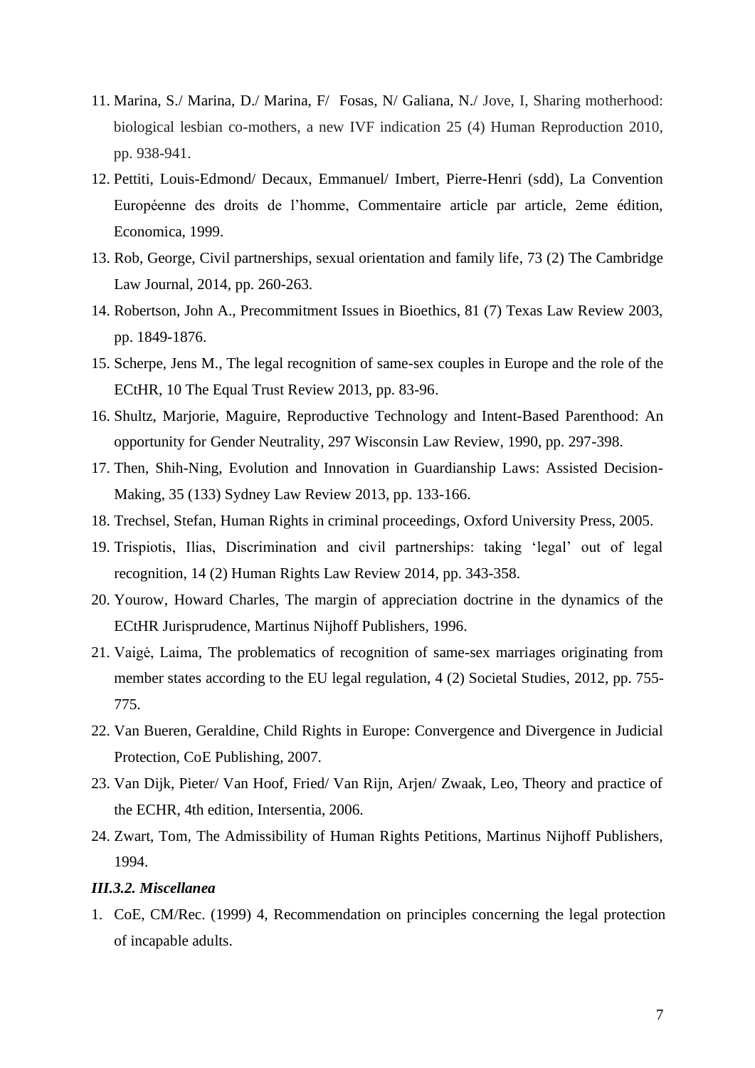11. Marina, S./ Marina, D./ Marina, F/ Fosas, N/ Galiana, N./ Jove, I, Sharing motherhood: biological lesbian co-mothers, a new IVF indication 25 (4) Human Reproduction 2010, pp. 938-941.
12. Pettiti, Louis-Edmond/ Decaux, Emmanuel/ Imbert, Pierre-Henri (sdd), La Convention Européenne des droits de l'homme, Commentaire article par article, 2eme édition, Economica, 1999.
13. Rob, George, Civil partnerships, sexual orientation and family life, 73 (2) The Cambridge Law Journal, 2014, pp. 260-263.
14. Robertson, John A., Precommitment Issues in Bioethics, 81 (7) Texas Law Review 2003, pp. 1849-1876.
15. Scherpe, Jens M., The legal recognition of same-sex couples in Europe and the role of the ECtHR, 10 The Equal Trust Review 2013, pp. 83-96.
16. Shultz, Marjorie, Maguire, Reproductive Technology and Intent-Based Parenthood: An opportunity for Gender Neutrality, 297 Wisconsin Law Review, 1990, pp. 297-398.
17. Then, Shih-Ning, Evolution and Innovation in Guardianship Laws: Assisted Decision-Making, 35 (133) Sydney Law Review 2013, pp. 133-166.
18. Trechsel, Stefan, Human Rights in criminal proceedings, Oxford University Press, 2005.
19. Trispiotis, Ilias, Discrimination and civil partnerships: taking 'legal' out of legal recognition, 14 (2) Human Rights Law Review 2014, pp. 343-358.
20. Yourow, Howard Charles, The margin of appreciation doctrine in the dynamics of the ECtHR Jurisprudence, Martinus Nijhoff Publishers, 1996.
21. Vaigė, Laima, The problematics of recognition of same-sex marriages originating from member states according to the EU legal regulation, 4 (2) Societal Studies, 2012, pp. 755-775.
22. Van Bueren, Geraldine, Child Rights in Europe: Convergence and Divergence in Judicial Protection, CoE Publishing, 2007.
23. Van Dijk, Pieter/ Van Hoof, Fried/ Van Rijn, Arjen/ Zwaak, Leo, Theory and practice of the ECHR, 4th edition, Intersentia, 2006.
24. Zwart, Tom, The Admissibility of Human Rights Petitions, Martinus Nijhoff Publishers, 1994.

***III.3.2. Miscellanea***

1. CoE, CM/Rec. (1999) 4, Recommendation on principles concerning the legal protection of incapable adults.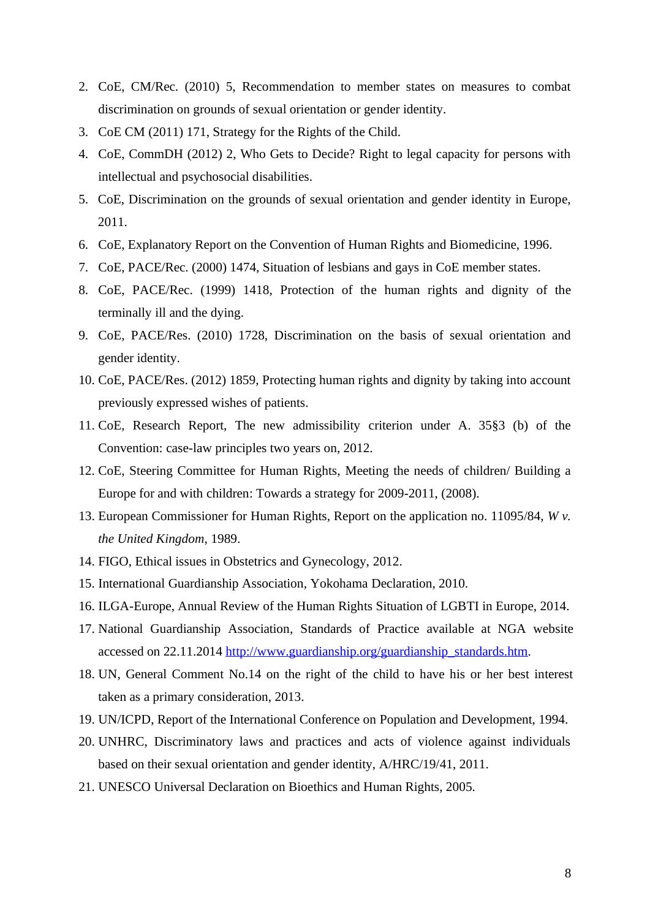2. CoE, CM/Rec. (2010) 5, Recommendation to member states on measures to combat discrimination on grounds of sexual orientation or gender identity.
3. CoE CM (2011) 171, Strategy for the Rights of the Child.
4. CoE, CommDH (2012) 2, Who Gets to Decide? Right to legal capacity for persons with intellectual and psychosocial disabilities.
5. CoE, Discrimination on the grounds of sexual orientation and gender identity in Europe, 2011.
6. CoE, Explanatory Report on the Convention of Human Rights and Biomedicine, 1996.
7. CoE, PACE/Rec. (2000) 1474, Situation of lesbians and gays in CoE member states.
8. CoE, PACE/Rec. (1999) 1418, Protection of the human rights and dignity of the terminally ill and the dying.
9. CoE, PACE/Res. (2010) 1728, Discrimination on the basis of sexual orientation and gender identity.
10. CoE, PACE/Res. (2012) 1859, Protecting human rights and dignity by taking into account previously expressed wishes of patients.
11. CoE, Research Report, The new admissibility criterion under A. 35§3 (b) of the Convention: case-law principles two years on, 2012.
12. CoE, Steering Committee for Human Rights, Meeting the needs of children/ Building a Europe for and with children: Towards a strategy for 2009-2011, (2008).
13. European Commissioner for Human Rights, Report on the application no. 11095/84, *W v. the United Kingdom*, 1989.
14. FIGO, Ethical issues in Obstetrics and Gynecology, 2012.
15. International Guardianship Association, Yokohama Declaration, 2010.
16. ILGA-Europe, Annual Review of the Human Rights Situation of LGBTI in Europe, 2014.
17. National Guardianship Association, Standards of Practice available at NGA website accessed on 22.11.2014 [http://www.guardianship.org/guardianship_standards.htm](http://www.guardianship.org/guardianship_standards.htm).
18. UN, General Comment No.14 on the right of the child to have his or her best interest taken as a primary consideration, 2013.
19. UN/ICPD, Report of the International Conference on Population and Development, 1994.
20. UNHRC, Discriminatory laws and practices and acts of violence against individuals based on their sexual orientation and gender identity, A/HRC/19/41, 2011.
21. UNESCO Universal Declaration on Bioethics and Human Rights, 2005.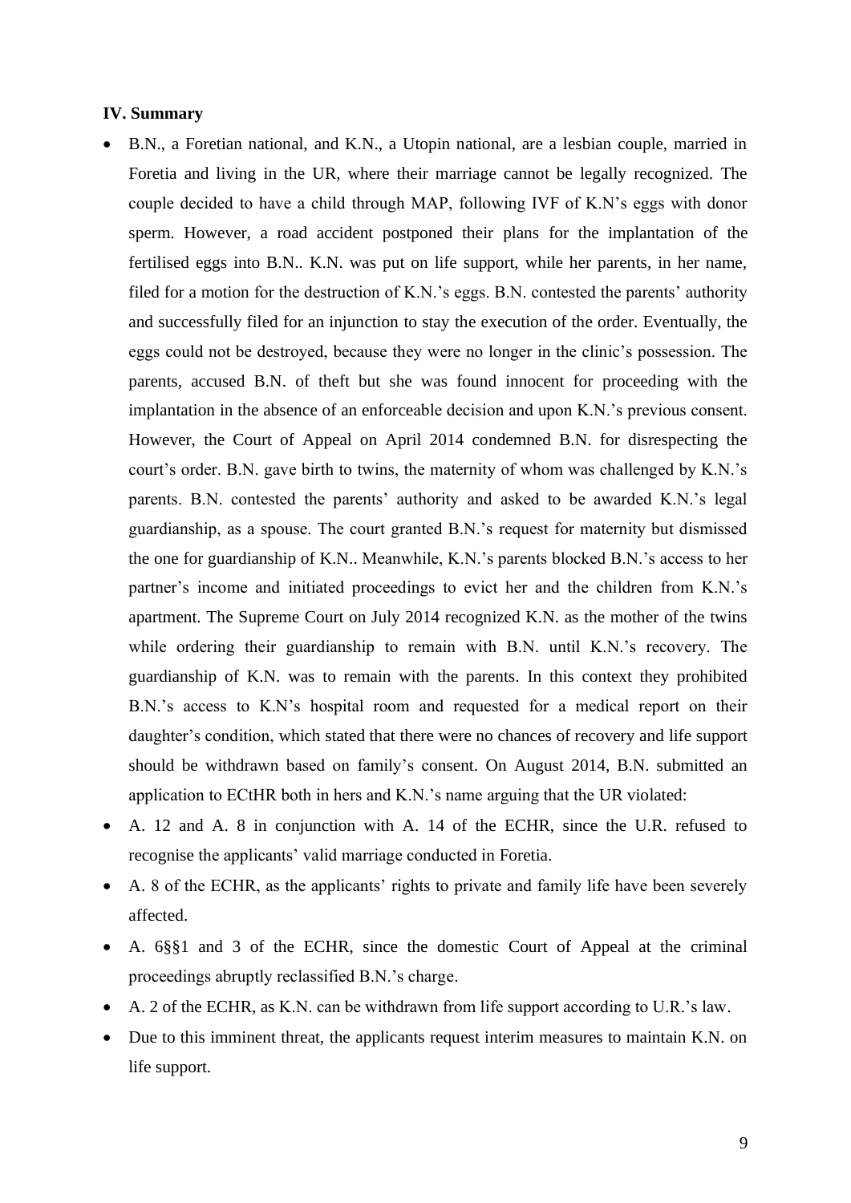**IV. Summary**

- B.N., a Foretian national, and K.N., a Utopin national, are a lesbian couple, married in Foretia and living in the UR, where their marriage cannot be legally recognized. The couple decided to have a child through MAP, following IVF of K.N's eggs with donor sperm. However, a road accident postponed their plans for the implantation of the fertilised eggs into B.N.. K.N. was put on life support, while her parents, in her name, filed for a motion for the destruction of K.N.'s eggs. B.N. contested the parents' authority and successfully filed for an injunction to stay the execution of the order. Eventually, the eggs could not be destroyed, because they were no longer in the clinic's possession. The parents, accused B.N. of theft but she was found innocent for proceeding with the implantation in the absence of an enforceable decision and upon K.N.'s previous consent. However, the Court of Appeal on April 2014 condemned B.N. for disrespecting the court's order. B.N. gave birth to twins, the maternity of whom was challenged by K.N.'s parents. B.N. contested the parents' authority and asked to be awarded K.N.'s legal guardianship, as a spouse. The court granted B.N.'s request for maternity but dismissed the one for guardianship of K.N.. Meanwhile, K.N.'s parents blocked B.N.'s access to her partner's income and initiated proceedings to evict her and the children from K.N.'s apartment. The Supreme Court on July 2014 recognized K.N. as the mother of the twins while ordering their guardianship to remain with B.N. until K.N.'s recovery. The guardianship of K.N. was to remain with the parents. In this context they prohibited B.N.'s access to K.N's hospital room and requested for a medical report on their daughter's condition, which stated that there were no chances of recovery and life support should be withdrawn based on family's consent. On August 2014, B.N. submitted an application to ECtHR both in hers and K.N.'s name arguing that the UR violated:
- A. 12 and A. 8 in conjunction with A. 14 of the ECHR, since the U.R. refused to recognise the applicants' valid marriage conducted in Foretia.
- A. 8 of the ECHR, as the applicants' rights to private and family life have been severely affected.
- A. 6§§1 and 3 of the ECHR, since the domestic Court of Appeal at the criminal proceedings abruptly reclassified B.N.'s charge.
- A. 2 of the ECHR, as K.N. can be withdrawn from life support according to U.R.'s law.
- Due to this imminent threat, the applicants request interim measures to maintain K.N. on life support.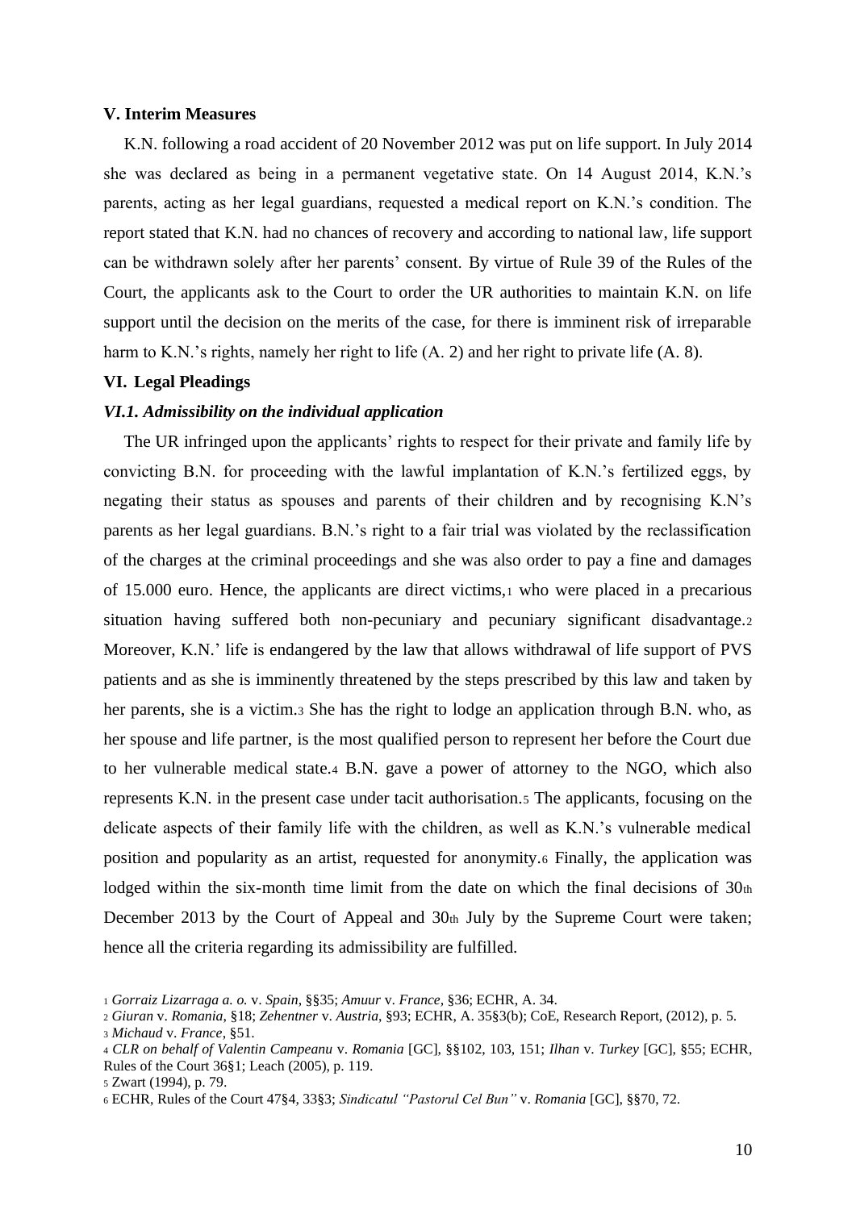### V. Interim Measures

K.N. following a road accident of 20 November 2012 was put on life support. In July 2014 she was declared as being in a permanent vegetative state. On 14 August 2014, K.N.'s parents, acting as her legal guardians, requested a medical report on K.N.'s condition. The report stated that K.N. had no chances of recovery and according to national law, life support can be withdrawn solely after her parents' consent. By virtue of Rule 39 of the Rules of the Court, the applicants ask to the Court to order the UR authorities to maintain K.N. on life support until the decision on the merits of the case, for there is imminent risk of irreparable harm to K.N.'s rights, namely her right to life (A. 2) and her right to private life (A. 8).

### VI. Legal Pleadings

#### *VI.1. Admissibility on the individual application*

The UR infringed upon the applicants' rights to respect for their private and family life by convicting B.N. for proceeding with the lawful implantation of K.N.'s fertilized eggs, by negating their status as spouses and parents of their children and by recognising K.N's parents as her legal guardians. B.N.'s right to a fair trial was violated by the reclassification of the charges at the criminal proceedings and she was also order to pay a fine and damages of 15.000 euro. Hence, the applicants are direct victims,[1] who were placed in a precarious situation having suffered both non-pecuniary and pecuniary significant disadvantage.[2] Moreover, K.N.' life is endangered by the law that allows withdrawal of life support of PVS patients and as she is imminently threatened by the steps prescribed by this law and taken by her parents, she is a victim.[3] She has the right to lodge an application through B.N. who, as her spouse and life partner, is the most qualified person to represent her before the Court due to her vulnerable medical state.[4] B.N. gave a power of attorney to the NGO, which also represents K.N. in the present case under tacit authorisation.[5] The applicants, focusing on the delicate aspects of their family life with the children, as well as K.N.'s vulnerable medical position and popularity as an artist, requested for anonymity.[6] Finally, the application was lodged within the six-month time limit from the date on which the final decisions of 30th December 2013 by the Court of Appeal and 30th July by the Supreme Court were taken; hence all the criteria regarding its admissibility are fulfilled.

---

[1] *Gorraiz Lizarraga a. o.* v. *Spain*, §§35; *Amuur* v. *France*, §36; ECHR, A. 34.

[2] *Giuran* v. *Romania*, §18; *Zehentner* v. *Austria*, §93; ECHR, A. 35§3(b); CoE, Research Report, (2012), p. 5.

[3] *Michaud* v. *France*, §51.

[4] *CLR on behalf of Valentin Campeanu* v. *Romania* [GC], §§102, 103, 151; *Ilhan* v. *Turkey* [GC], §55; ECHR, Rules of the Court 36§1; Leach (2005), p. 119.

[5] Zwart (1994), p. 79.

[6] ECHR, Rules of the Court 47§4, 33§3; *Sindicatul "Pastorul Cel Bun"* v. *Romania* [GC], §§70, 72.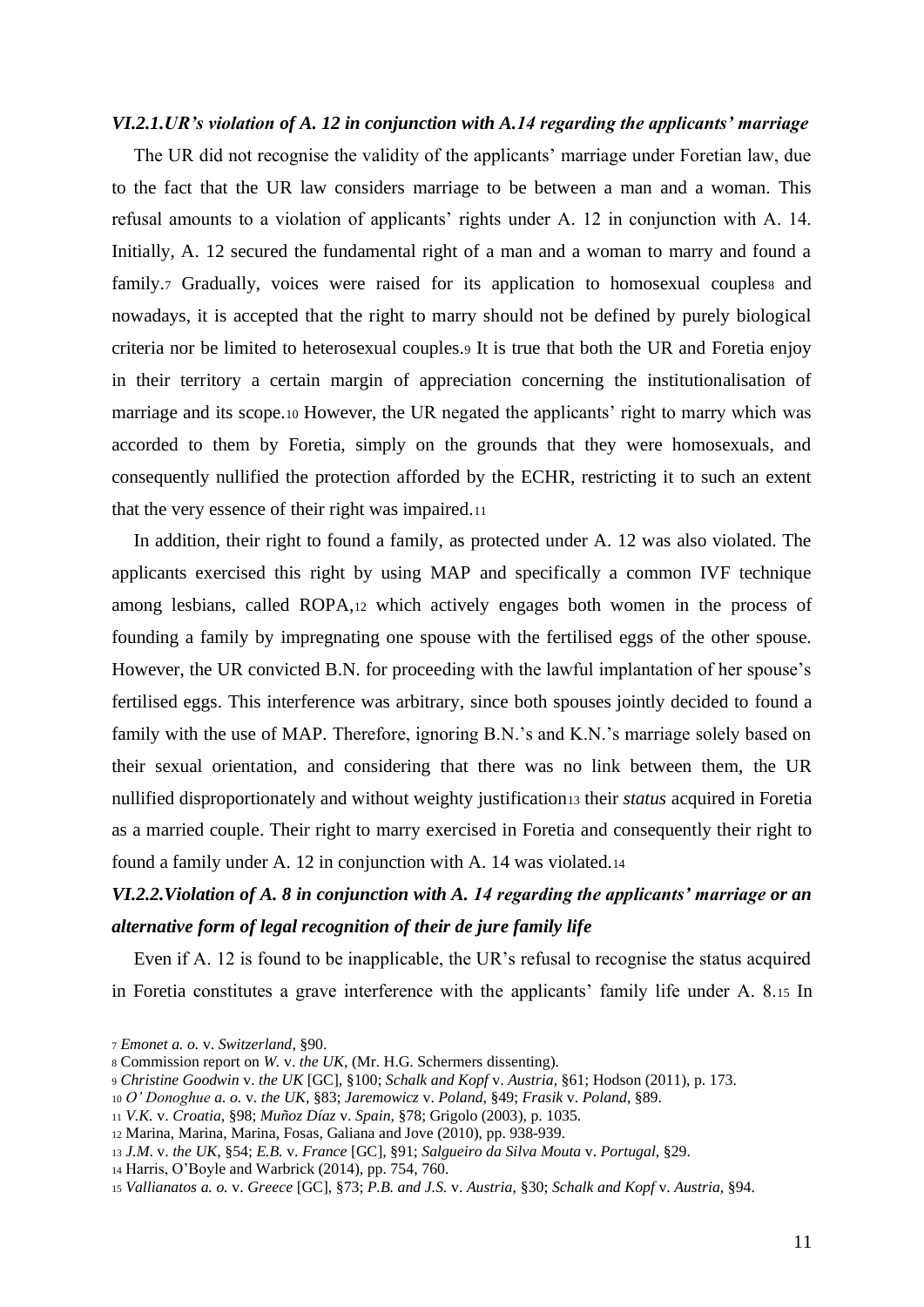### *VI.2.1.UR's violation of A. 12 in conjunction with A.14 regarding the applicants' marriage*

The UR did not recognise the validity of the applicants' marriage under Foretian law, due to the fact that the UR law considers marriage to be between a man and a woman. This refusal amounts to a violation of applicants' rights under A. 12 in conjunction with A. 14. Initially, A. 12 secured the fundamental right of a man and a woman to marry and found a family.[7] Gradually, voices were raised for its application to homosexual couples[8] and nowadays, it is accepted that the right to marry should not be defined by purely biological criteria nor be limited to heterosexual couples.[9] It is true that both the UR and Foretia enjoy in their territory a certain margin of appreciation concerning the institutionalisation of marriage and its scope.[10] However, the UR negated the applicants' right to marry which was accorded to them by Foretia, simply on the grounds that they were homosexuals, and consequently nullified the protection afforded by the ECHR, restricting it to such an extent that the very essence of their right was impaired.[11]

In addition, their right to found a family, as protected under A. 12 was also violated. The applicants exercised this right by using MAP and specifically a common IVF technique among lesbians, called ROPA,[12] which actively engages both women in the process of founding a family by impregnating one spouse with the fertilised eggs of the other spouse. However, the UR convicted B.N. for proceeding with the lawful implantation of her spouse's fertilised eggs. This interference was arbitrary, since both spouses jointly decided to found a family with the use of MAP. Therefore, ignoring B.N.'s and K.N.'s marriage solely based on their sexual orientation, and considering that there was no link between them, the UR nullified disproportionately and without weighty justification[13] their *status* acquired in Foretia as a married couple. Their right to marry exercised in Foretia and consequently their right to found a family under A. 12 in conjunction with A. 14 was violated.[14]

### *VI.2.2.Violation of A. 8 in conjunction with A. 14 regarding the applicants' marriage or an alternative form of legal recognition of their de jure family life*

Even if A. 12 is found to be inapplicable, the UR's refusal to recognise the status acquired in Foretia constitutes a grave interference with the applicants' family life under A. 8.[15] In

---

[7] *Emonet a. o.* v. *Switzerland*, §90.

[8] Commission report on *W.* v. *the UK*, (Mr. H.G. Schermers dissenting).

[9] *Christine Goodwin* v. *the UK* [GC], §100; *Schalk and Kopf* v. *Austria*, §61; Hodson (2011), p. 173.

[10] *O' Donoghue a. o.* v. *the UK*, §83; *Jaremowicz* v. *Poland*, §49; *Frasik* v. *Poland*, §89.

[11] *V.K.* v. *Croatia*, §98; *Muñoz Díaz* v. *Spain*, §78; Grigolo (2003), p. 1035.

[12] Marina, Marina, Marina, Fosas, Galiana and Jove (2010), pp. 938-939.

[13] *J.M.* v. *the UK*, §54; *E.B.* v. *France* [GC], §91; *Salgueiro da Silva Mouta* v. *Portugal*, §29.

[14] Harris, O'Boyle and Warbrick (2014), pp. 754, 760.

[15] *Vallianatos a. o.* v. *Greece* [GC], §73; *P.B. and J.S.* v. *Austria*, §30; *Schalk and Kopf* v. *Austria*, §94.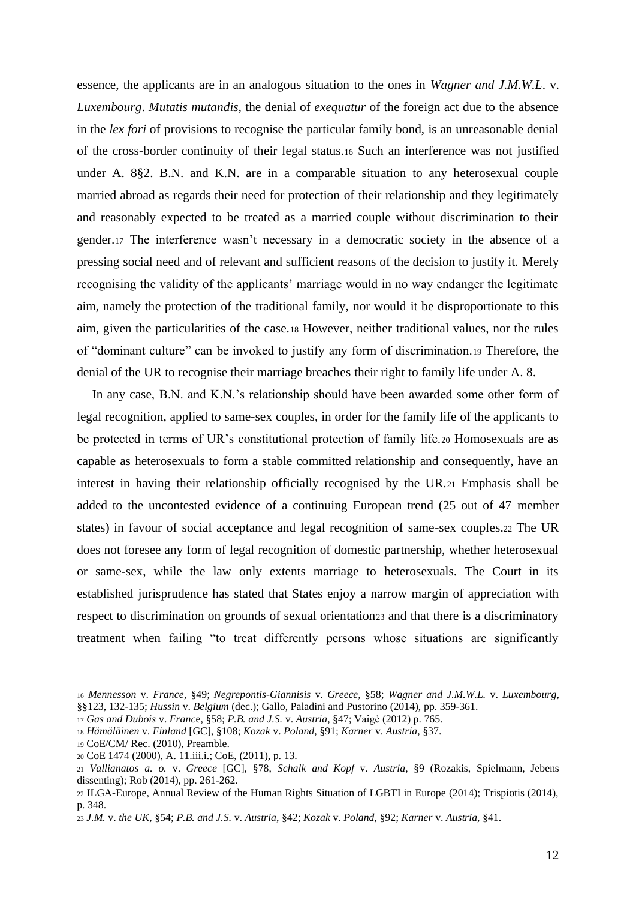essence, the applicants are in an analogous situation to the ones in *Wagner and J.M.W.L.* v. *Luxembourg*. *Mutatis mutandis*, the denial of *exequatur* of the foreign act due to the absence in the *lex fori* of provisions to recognise the particular family bond, is an unreasonable denial of the cross-border continuity of their legal status.[16] Such an interference was not justified under A. 8§2. B.N. and K.N. are in a comparable situation to any heterosexual couple married abroad as regards their need for protection of their relationship and they legitimately and reasonably expected to be treated as a married couple without discrimination to their gender.[17] The interference wasn't necessary in a democratic society in the absence of a pressing social need and of relevant and sufficient reasons of the decision to justify it. Merely recognising the validity of the applicants' marriage would in no way endanger the legitimate aim, namely the protection of the traditional family, nor would it be disproportionate to this aim, given the particularities of the case.[18] However, neither traditional values, nor the rules of "dominant culture" can be invoked to justify any form of discrimination.[19] Therefore, the denial of the UR to recognise their marriage breaches their right to family life under A. 8.

In any case, B.N. and K.N.'s relationship should have been awarded some other form of legal recognition, applied to same-sex couples, in order for the family life of the applicants to be protected in terms of UR's constitutional protection of family life.[20] Homosexuals are as capable as heterosexuals to form a stable committed relationship and consequently, have an interest in having their relationship officially recognised by the UR.[21] Emphasis shall be added to the uncontested evidence of a continuing European trend (25 out of 47 member states) in favour of social acceptance and legal recognition of same-sex couples.[22] The UR does not foresee any form of legal recognition of domestic partnership, whether heterosexual or same-sex, while the law only extents marriage to heterosexuals. The Court in its established jurisprudence has stated that States enjoy a narrow margin of appreciation with respect to discrimination on grounds of sexual orientation[23] and that there is a discriminatory treatment when failing "to treat differently persons whose situations are significantly

---

[16] *Mennesson* v. *France*, §49; *Negrepontis-Giannisis* v. *Greece*, §58; *Wagner and J.M.W.L.* v. *Luxembourg*, §§123, 132-135; *Hussin* v. *Belgium* (dec.); Gallo, Paladini and Pustorino (2014), pp. 359-361.

[17] *Gas and Dubois* v. *France*, §58; *P.B. and J.S.* v. *Austria*, §47; Vaigė (2012) p. 765.

[18] *Hämäläinen* v. *Finland* [GC], §108; *Kozak* v. *Poland*, §91; *Karner* v. *Austria*, §37.

[19] CoE/CM/ Rec. (2010), Preamble.

[20] CoE 1474 (2000), A. 11.iii.i.; CoE, (2011), p. 13.

[21] *Vallianatos a. o.* v. *Greece* [GC], §78, *Schalk and Kopf* v. *Austria*, §9 (Rozakis, Spielmann, Jebens dissenting); Rob (2014), pp. 261-262.

[22] ILGA-Europe, Annual Review of the Human Rights Situation of LGBTI in Europe (2014); Trispiotis (2014), p. 348.

[23] *J.M.* v. *the UK*, §54; *P.B. and J.S.* v. *Austria*, §42; *Kozak* v. *Poland*, §92; *Karner* v. *Austria*, §41.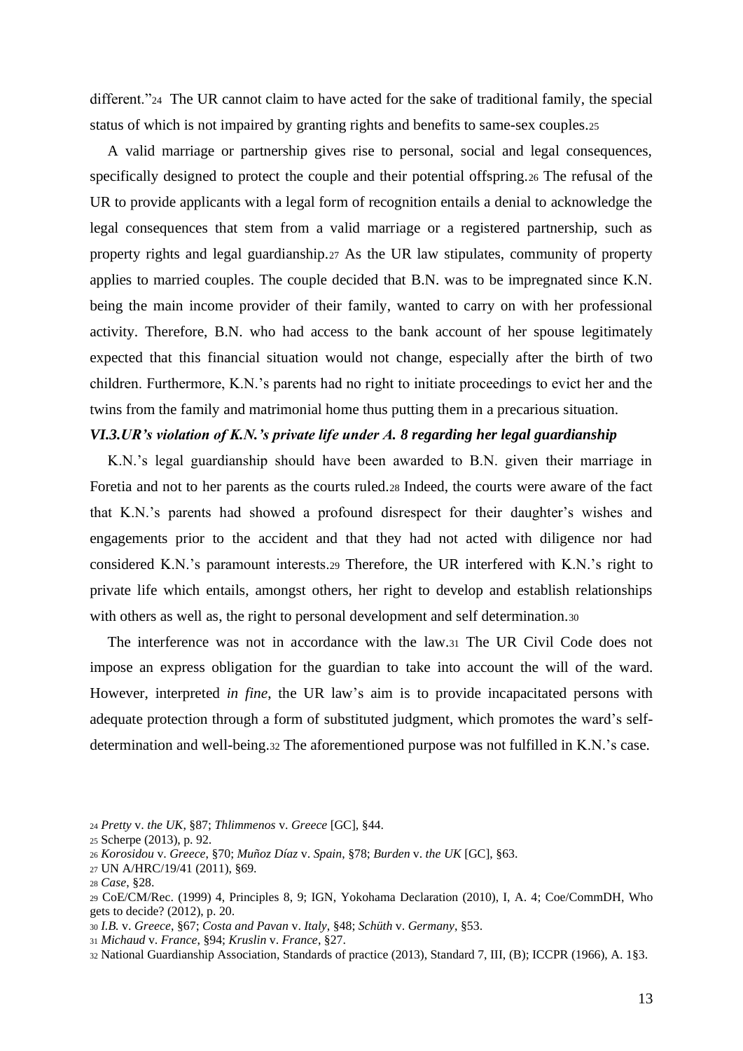different."[24] The UR cannot claim to have acted for the sake of traditional family, the special status of which is not impaired by granting rights and benefits to same-sex couples.[25]

A valid marriage or partnership gives rise to personal, social and legal consequences, specifically designed to protect the couple and their potential offspring.[26] The refusal of the UR to provide applicants with a legal form of recognition entails a denial to acknowledge the legal consequences that stem from a valid marriage or a registered partnership, such as property rights and legal guardianship.[27] As the UR law stipulates, community of property applies to married couples. The couple decided that B.N. was to be impregnated since K.N. being the main income provider of their family, wanted to carry on with her professional activity. Therefore, B.N. who had access to the bank account of her spouse legitimately expected that this financial situation would not change, especially after the birth of two children. Furthermore, K.N.'s parents had no right to initiate proceedings to evict her and the twins from the family and matrimonial home thus putting them in a precarious situation.

### *VI.3.UR's violation of K.N.'s private life under A. 8 regarding her legal guardianship*

K.N.'s legal guardianship should have been awarded to B.N. given their marriage in Foretia and not to her parents as the courts ruled.[28] Indeed, the courts were aware of the fact that K.N.'s parents had showed a profound disrespect for their daughter's wishes and engagements prior to the accident and that they had not acted with diligence nor had considered K.N.'s paramount interests.[29] Therefore, the UR interfered with K.N.'s right to private life which entails, amongst others, her right to develop and establish relationships with others as well as, the right to personal development and self determination.[30]

The interference was not in accordance with the law.[31] The UR Civil Code does not impose an express obligation for the guardian to take into account the will of the ward. However, interpreted *in fine*, the UR law's aim is to provide incapacitated persons with adequate protection through a form of substituted judgment, which promotes the ward's self-determination and well-being.[32] The aforementioned purpose was not fulfilled in K.N.'s case.

---

[24] *Pretty* v. *the UK*, §87; *Thlimmenos* v. *Greece* [GC], §44.

[25] Scherpe (2013), p. 92.

[26] *Korosidou* v. *Greece*, §70; *Muñoz Díaz* v. *Spain*, §78; *Burden* v. *the UK* [GC], §63.

[27] UN A/HRC/19/41 (2011), §69.

[28] *Case*, §28.

[29] CoE/CM/Rec. (1999) 4, Principles 8, 9; IGN, Yokohama Declaration (2010), I, A. 4; Coe/CommDH, Who gets to decide? (2012), p. 20.

[30] *I.B.* v. *Greece*, §67; *Costa and Pavan* v. *Italy*, §48; *Schüth* v. *Germany*, §53.

[31] *Michaud* v. *France*, §94; *Kruslin* v. *France*, §27.

[32] National Guardianship Association, Standards of practice (2013), Standard 7, III, (B); ICCPR (1966), A. 1§3.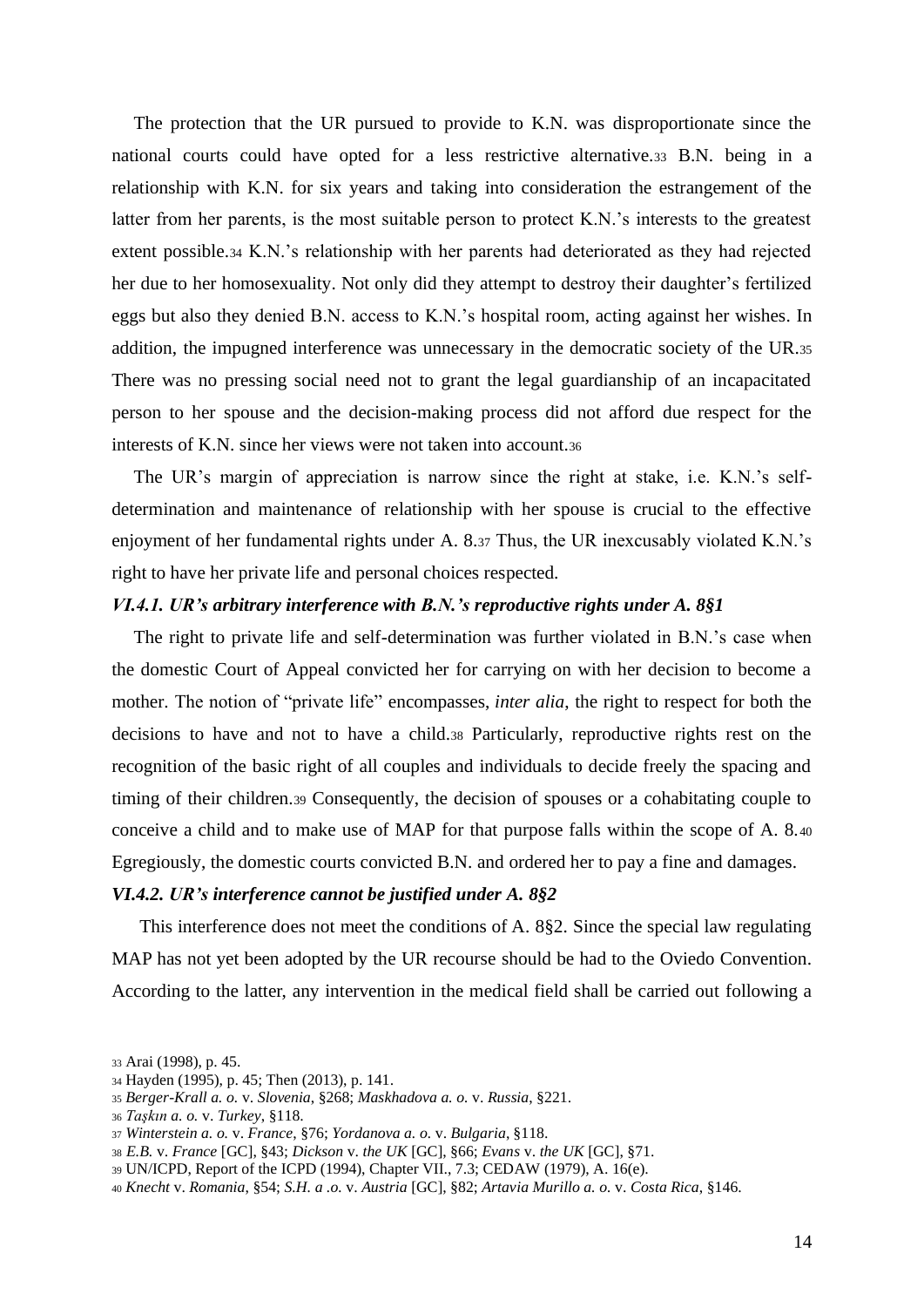The protection that the UR pursued to provide to K.N. was disproportionate since the national courts could have opted for a less restrictive alternative.[33] B.N. being in a relationship with K.N. for six years and taking into consideration the estrangement of the latter from her parents, is the most suitable person to protect K.N.'s interests to the greatest extent possible.[34] K.N.'s relationship with her parents had deteriorated as they had rejected her due to her homosexuality. Not only did they attempt to destroy their daughter's fertilized eggs but also they denied B.N. access to K.N.'s hospital room, acting against her wishes. In addition, the impugned interference was unnecessary in the democratic society of the UR.[35] There was no pressing social need not to grant the legal guardianship of an incapacitated person to her spouse and the decision-making process did not afford due respect for the interests of K.N. since her views were not taken into account.[36]

The UR's margin of appreciation is narrow since the right at stake, i.e. K.N.'s self-determination and maintenance of relationship with her spouse is crucial to the effective enjoyment of her fundamental rights under A. 8.[37] Thus, the UR inexcusably violated K.N.'s right to have her private life and personal choices respected.

#### *VI.4.1. UR's arbitrary interference with B.N.'s reproductive rights under A. 8§1*

The right to private life and self-determination was further violated in B.N.'s case when the domestic Court of Appeal convicted her for carrying on with her decision to become a mother. The notion of "private life" encompasses, *inter alia*, the right to respect for both the decisions to have and not to have a child.[38] Particularly, reproductive rights rest on the recognition of the basic right of all couples and individuals to decide freely the spacing and timing of their children.[39] Consequently, the decision of spouses or a cohabitating couple to conceive a child and to make use of MAP for that purpose falls within the scope of A. 8.[40] Egregiously, the domestic courts convicted B.N. and ordered her to pay a fine and damages.

#### *VI.4.2. UR's interference cannot be justified under A. 8§2*

This interference does not meet the conditions of A. 8§2. Since the special law regulating MAP has not yet been adopted by the UR recourse should be had to the Oviedo Convention. According to the latter, any intervention in the medical field shall be carried out following a

---

[33] Arai (1998), p. 45.

[34] Hayden (1995), p. 45; Then (2013), p. 141.

[35] *Berger-Krall a. o.* v. *Slovenia*, §268; *Maskhadova a. o.* v. *Russia*, §221.

[36] *Taşkın a. o.* v. *Turkey*, §118.

[37] *Winterstein a. o.* v. *France*, §76; *Yordanova a. o.* v. *Bulgaria*, §118.

[38] *E.B.* v. *France* [GC], §43; *Dickson* v. *the UK* [GC], §66; *Evans* v. *the UK* [GC], §71.

[39] UN/ICPD, Report of the ICPD (1994), Chapter VII., 7.3; CEDAW (1979), A. 16(e).

[40] *Knecht* v. *Romania*, §54; *S.H. a .o.* v. *Austria* [GC], §82; *Artavia Murillo a. o.* v. *Costa Rica*, §146.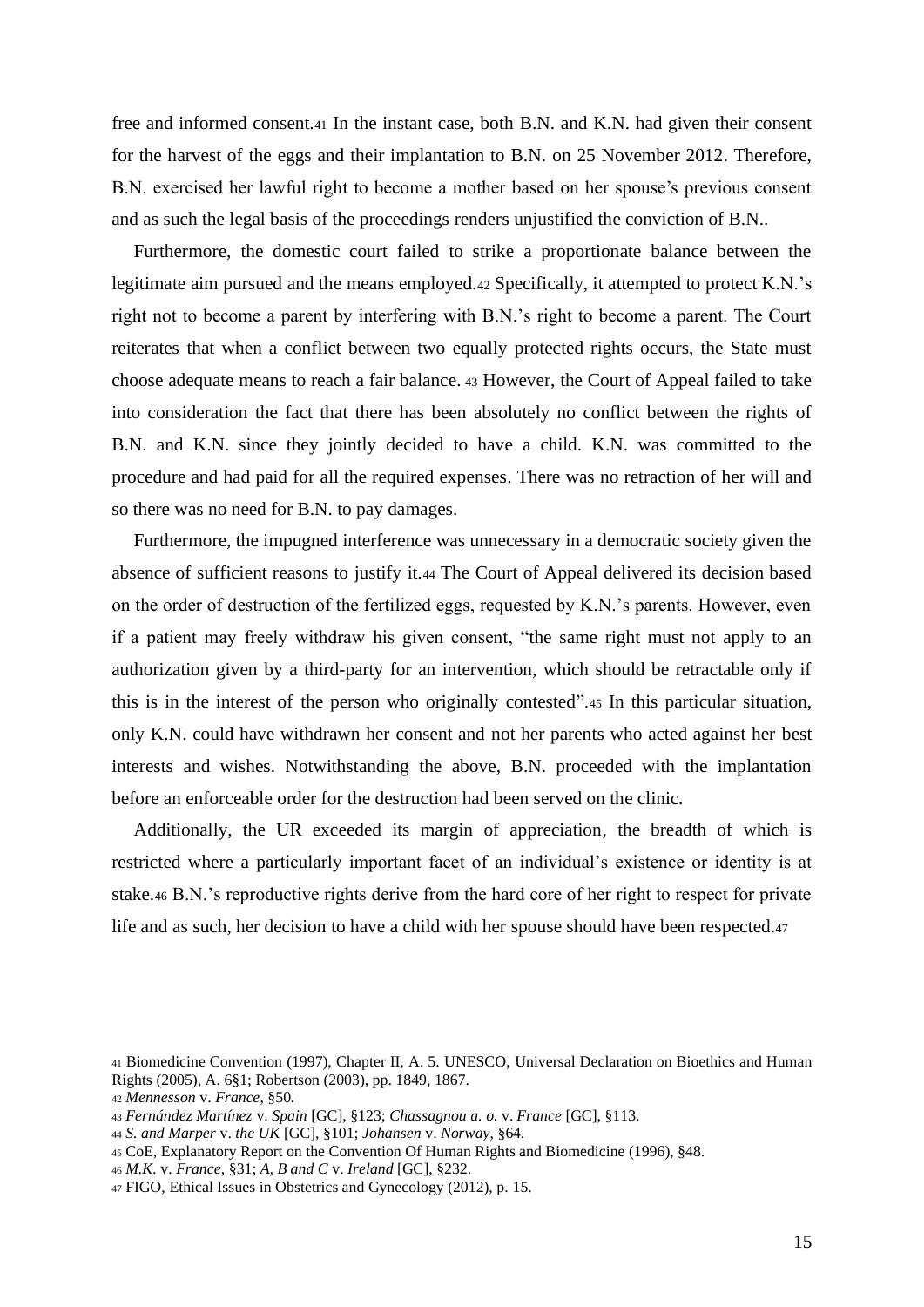free and informed consent.[41] In the instant case, both B.N. and K.N. had given their consent for the harvest of the eggs and their implantation to B.N. on 25 November 2012. Therefore, B.N. exercised her lawful right to become a mother based on her spouse's previous consent and as such the legal basis of the proceedings renders unjustified the conviction of B.N..

Furthermore, the domestic court failed to strike a proportionate balance between the legitimate aim pursued and the means employed.[42] Specifically, it attempted to protect K.N.'s right not to become a parent by interfering with B.N.'s right to become a parent. The Court reiterates that when a conflict between two equally protected rights occurs, the State must choose adequate means to reach a fair balance.[43] However, the Court of Appeal failed to take into consideration the fact that there has been absolutely no conflict between the rights of B.N. and K.N. since they jointly decided to have a child. K.N. was committed to the procedure and had paid for all the required expenses. There was no retraction of her will and so there was no need for B.N. to pay damages.

Furthermore, the impugned interference was unnecessary in a democratic society given the absence of sufficient reasons to justify it.[44] The Court of Appeal delivered its decision based on the order of destruction of the fertilized eggs, requested by K.N.'s parents. However, even if a patient may freely withdraw his given consent, "the same right must not apply to an authorization given by a third-party for an intervention, which should be retractable only if this is in the interest of the person who originally contested".[45] In this particular situation, only K.N. could have withdrawn her consent and not her parents who acted against her best interests and wishes. Notwithstanding the above, B.N. proceeded with the implantation before an enforceable order for the destruction had been served on the clinic.

Additionally, the UR exceeded its margin of appreciation, the breadth of which is restricted where a particularly important facet of an individual's existence or identity is at stake.[46] B.N.'s reproductive rights derive from the hard core of her right to respect for private life and as such, her decision to have a child with her spouse should have been respected.[47]

---

[41] Biomedicine Convention (1997), Chapter II, A. 5. UNESCO, Universal Declaration on Bioethics and Human Rights (2005), A. 6§1; Robertson (2003), pp. 1849, 1867.

[42] *Mennesson* v. *France*, §50.

[43] *Fernández Martínez* v. *Spain* [GC], §123; *Chassagnou a. o.* v. *France* [GC], §113.

[44] *S. and Marper* v. *the UK* [GC], §101; *Johansen* v. *Norway*, §64.

[45] CoE, Explanatory Report on the Convention Of Human Rights and Biomedicine (1996), §48.

[46] *M.K.* v. *France*, §31; *A, B and C* v. *Ireland* [GC], §232.

[47] FIGO, Ethical Issues in Obstetrics and Gynecology (2012), p. 15.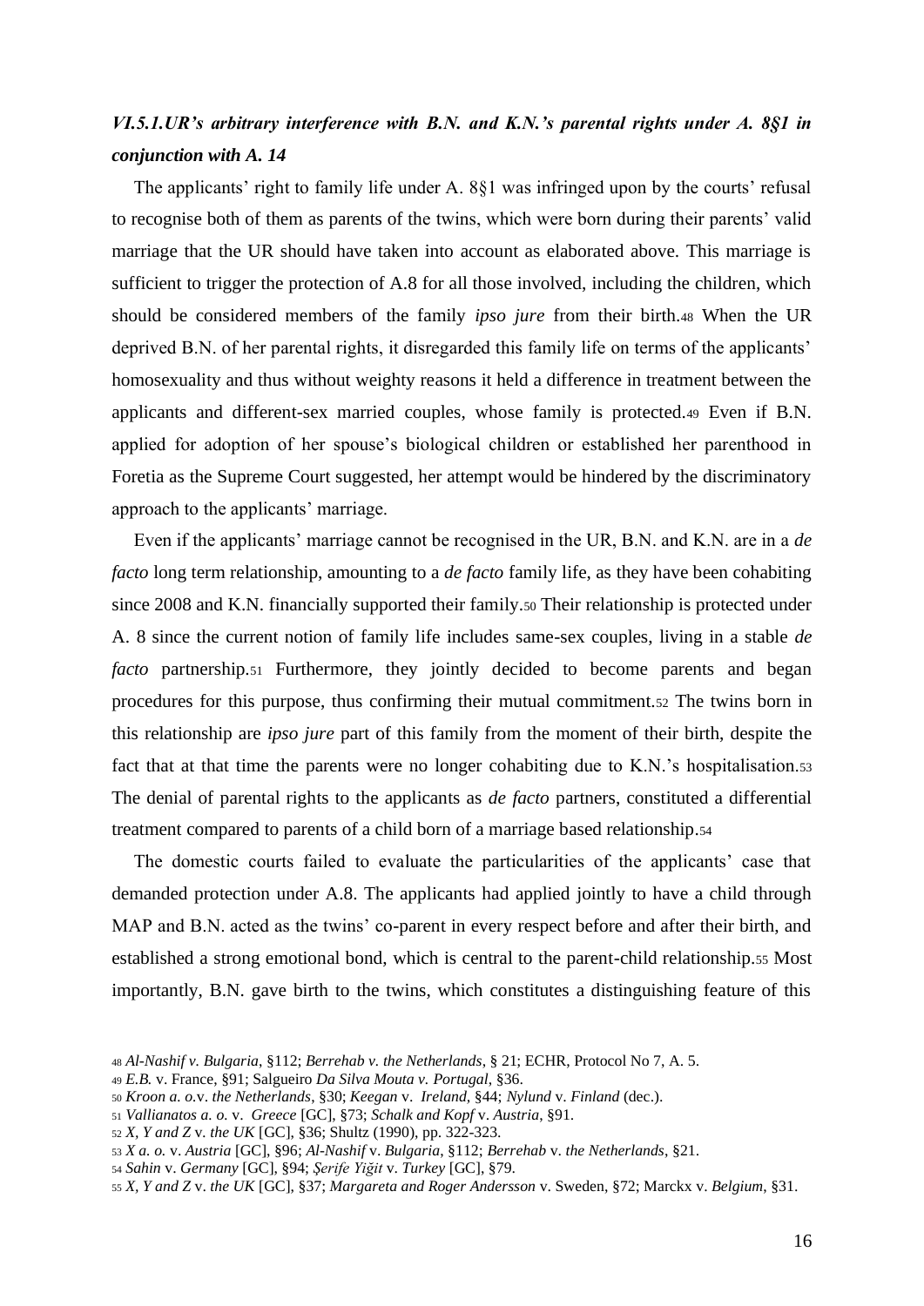### *VI.5.1.UR's arbitrary interference with B.N. and K.N.'s parental rights under A. 8§1 in conjunction with A. 14*

The applicants' right to family life under A. 8§1 was infringed upon by the courts' refusal to recognise both of them as parents of the twins, which were born during their parents' valid marriage that the UR should have taken into account as elaborated above. This marriage is sufficient to trigger the protection of A.8 for all those involved, including the children, which should be considered members of the family *ipso jure* from their birth.[48] When the UR deprived B.N. of her parental rights, it disregarded this family life on terms of the applicants' homosexuality and thus without weighty reasons it held a difference in treatment between the applicants and different-sex married couples, whose family is protected.[49] Even if B.N. applied for adoption of her spouse's biological children or established her parenthood in Foretia as the Supreme Court suggested, her attempt would be hindered by the discriminatory approach to the applicants' marriage.

Even if the applicants' marriage cannot be recognised in the UR, B.N. and K.N. are in a *de facto* long term relationship, amounting to a *de facto* family life, as they have been cohabiting since 2008 and K.N. financially supported their family.[50] Their relationship is protected under A. 8 since the current notion of family life includes same-sex couples, living in a stable *de facto* partnership.[51] Furthermore, they jointly decided to become parents and began procedures for this purpose, thus confirming their mutual commitment.[52] The twins born in this relationship are *ipso jure* part of this family from the moment of their birth, despite the fact that at that time the parents were no longer cohabiting due to K.N.'s hospitalisation.[53] The denial of parental rights to the applicants as *de facto* partners, constituted a differential treatment compared to parents of a child born of a marriage based relationship.[54]

The domestic courts failed to evaluate the particularities of the applicants' case that demanded protection under A.8. The applicants had applied jointly to have a child through MAP and B.N. acted as the twins' co-parent in every respect before and after their birth, and established a strong emotional bond, which is central to the parent-child relationship.[55] Most importantly, B.N. gave birth to the twins, which constitutes a distinguishing feature of this

---

[48] *Al-Nashif v. Bulgaria*, §112; *Berrehab v. the Netherlands*, § 21; ECHR, Protocol No 7, A. 5.

[49] *E.B.* v. France, §91; Salgueiro *Da Silva Mouta v. Portugal*, §36.

[50] *Kroon a. o.*v. *the Netherlands*, §30; *Keegan* v. *Ireland*, §44; *Nylund* v. *Finland* (dec.).

[51] *Vallianatos a. o.* v. *Greece* [GC], §73; *Schalk and Kopf* v. *Austria*, §91.

[52] *X, Y and Z* v. *the UK* [GC], §36; Shultz (1990), pp. 322-323.

[53] *X a. o.* v. *Austria* [GC], §96; *Al-Nashif* v. *Bulgaria*, §112; *Berrehab* v. *the Netherlands*, §21.

[54] *Sahin* v. *Germany* [GC], §94; *Şerife Yiğit* v. *Turkey* [GC], §79.

[55] *X, Y and Z* v. *the UK* [GC], §37; *Margareta and Roger Andersson* v. Sweden, §72; Marckx v. *Belgium*, §31.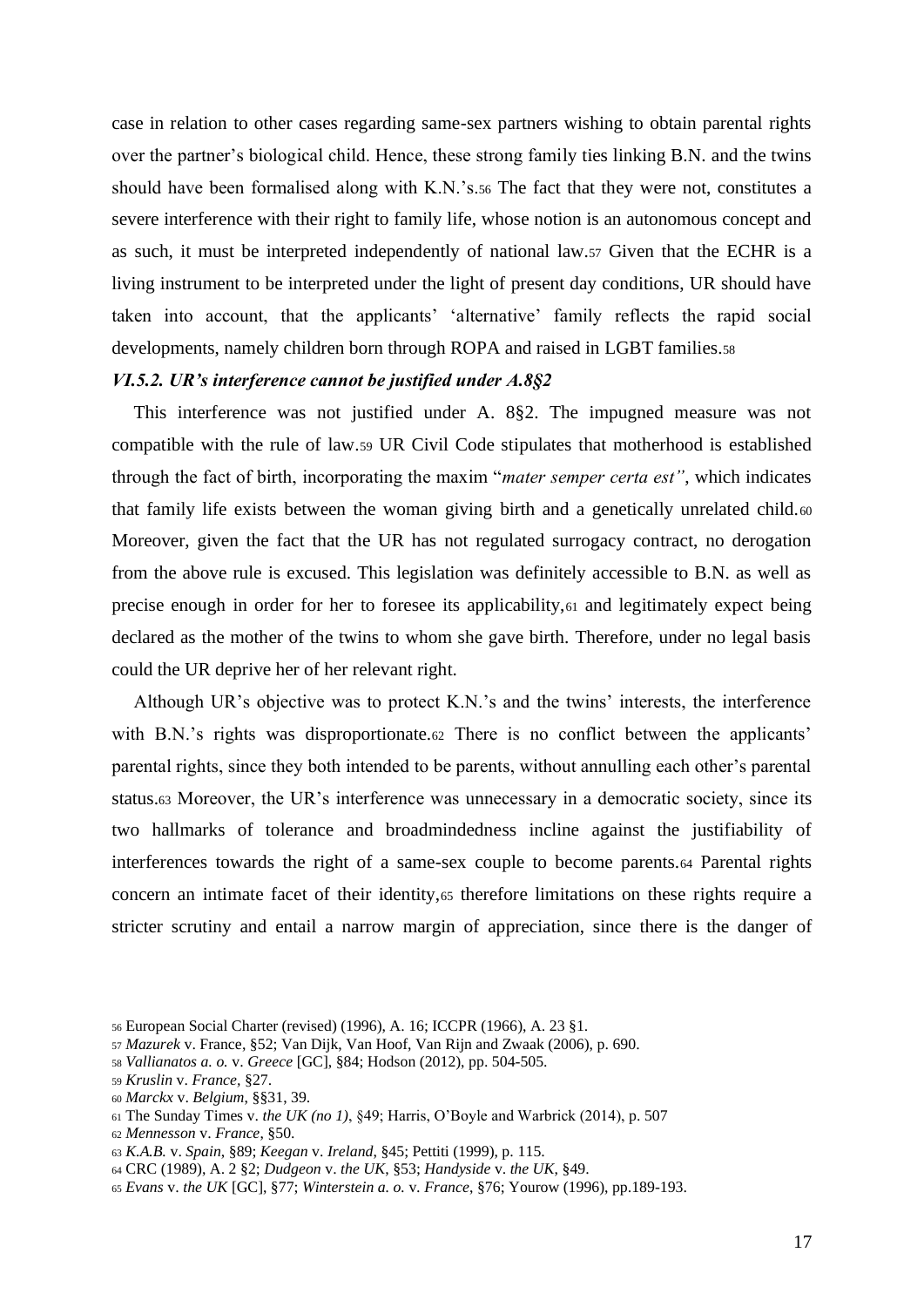case in relation to other cases regarding same-sex partners wishing to obtain parental rights over the partner's biological child. Hence, these strong family ties linking B.N. and the twins should have been formalised along with K.N.'s.[56] The fact that they were not, constitutes a severe interference with their right to family life, whose notion is an autonomous concept and as such, it must be interpreted independently of national law.[57] Given that the ECHR is a living instrument to be interpreted under the light of present day conditions, UR should have taken into account, that the applicants' 'alternative' family reflects the rapid social developments, namely children born through ROPA and raised in LGBT families.[58]

### *VI.5.2. UR's interference cannot be justified under A.8§2*

This interference was not justified under A. 8§2. The impugned measure was not compatible with the rule of law.[59] UR Civil Code stipulates that motherhood is established through the fact of birth, incorporating the maxim "*mater semper certa est"*, which indicates that family life exists between the woman giving birth and a genetically unrelated child.[60] Moreover, given the fact that the UR has not regulated surrogacy contract, no derogation from the above rule is excused. This legislation was definitely accessible to B.N. as well as precise enough in order for her to foresee its applicability,[61] and legitimately expect being declared as the mother of the twins to whom she gave birth. Therefore, under no legal basis could the UR deprive her of her relevant right.

Although UR's objective was to protect K.N.'s and the twins' interests, the interference with B.N.'s rights was disproportionate.[62] There is no conflict between the applicants' parental rights, since they both intended to be parents, without annulling each other's parental status.[63] Moreover, the UR's interference was unnecessary in a democratic society, since its two hallmarks of tolerance and broadmindedness incline against the justifiability of interferences towards the right of a same-sex couple to become parents.[64] Parental rights concern an intimate facet of their identity,[65] therefore limitations on these rights require a stricter scrutiny and entail a narrow margin of appreciation, since there is the danger of

---

[56] European Social Charter (revised) (1996), A. 16; ICCPR (1966), A. 23 §1.

[57] *Mazurek* v. France, §52; Van Dijk, Van Hoof, Van Rijn and Zwaak (2006), p. 690.

[58] *Vallianatos a. o.* v. *Greece* [GC], §84; Hodson (2012), pp. 504-505.

[59] *Kruslin* v. *France*, §27.

[60] *Marckx* v. *Belgium*, §§31, 39.

[61] The Sunday Times v. *the UK (no 1)*, §49; Harris, O'Boyle and Warbrick (2014), p. 507

[62] *Mennesson* v. *France*, §50.

[63] *K.A.B.* v. *Spain*, §89; *Keegan* v. *Ireland*, §45; Pettiti (1999), p. 115.

[64] CRC (1989), A. 2 §2; *Dudgeon* v. *the UK*, §53; *Handyside* v. *the UK*, §49.

[65] *Evans* v. *the UK* [GC], §77; *Winterstein a. o.* v. *France*, §76; Yourow (1996), pp.189-193.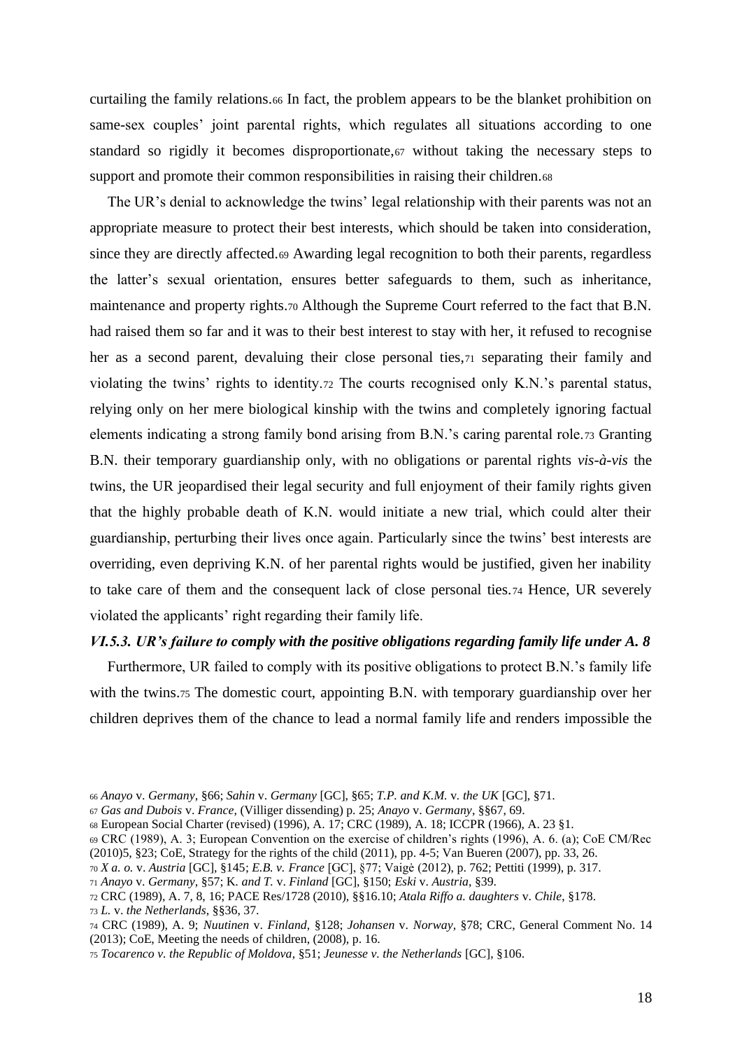curtailing the family relations.[66] In fact, the problem appears to be the blanket prohibition on same-sex couples' joint parental rights, which regulates all situations according to one standard so rigidly it becomes disproportionate,[67] without taking the necessary steps to support and promote their common responsibilities in raising their children.[68]

The UR's denial to acknowledge the twins' legal relationship with their parents was not an appropriate measure to protect their best interests, which should be taken into consideration, since they are directly affected.[69] Awarding legal recognition to both their parents, regardless the latter's sexual orientation, ensures better safeguards to them, such as inheritance, maintenance and property rights.[70] Although the Supreme Court referred to the fact that B.N. had raised them so far and it was to their best interest to stay with her, it refused to recognise her as a second parent, devaluing their close personal ties,[71] separating their family and violating the twins' rights to identity.[72] The courts recognised only K.N.'s parental status, relying only on her mere biological kinship with the twins and completely ignoring factual elements indicating a strong family bond arising from B.N.'s caring parental role.[73] Granting B.N. their temporary guardianship only, with no obligations or parental rights *vis-à-vis* the twins, the UR jeopardised their legal security and full enjoyment of their family rights given that the highly probable death of K.N. would initiate a new trial, which could alter their guardianship, perturbing their lives once again. Particularly since the twins' best interests are overriding, even depriving K.N. of her parental rights would be justified, given her inability to take care of them and the consequent lack of close personal ties.[74] Hence, UR severely violated the applicants' right regarding their family life.

### *VI.5.3. UR's failure to comply with the positive obligations regarding family life under A. 8*

Furthermore, UR failed to comply with its positive obligations to protect B.N.'s family life with the twins.[75] The domestic court, appointing B.N. with temporary guardianship over her children deprives them of the chance to lead a normal family life and renders impossible the

---

[66] *Anayo* v. *Germany*, §66; *Sahin* v. *Germany* [GC], §65; *T.P. and K.M.* v. *the UK* [GC], §71.

[67] *Gas and Dubois* v. *France*, (Villiger dissending) p. 25; *Anayo* v. *Germany*, §§67, 69.

[68] European Social Charter (revised) (1996), A. 17; CRC (1989), A. 18; ICCPR (1966), A. 23 §1.

[69] CRC (1989), A. 3; European Convention on the exercise of children's rights (1996), A. 6. (a); CoE CM/Rec (2010)5, §23; CoE, Strategy for the rights of the child (2011), pp. 4-5; Van Bueren (2007), pp. 33, 26.

[70] *X a. o.* v. *Austria* [GC], §145; *E.B. v. France* [GC], §77; Vaigė (2012), p. 762; Pettiti (1999), p. 317.

[71] *Anayo* v. *Germany*, §57; K. *and T.* v. *Finland* [GC], §150; *Eski* v. *Austria*, §39.

[72] CRC (1989), A. 7, 8, 16; PACE Res/1728 (2010), §§16.10; *Atala Riffo a. daughters* v. *Chile*, §178.

[73] *L.* v. *the Netherlands*, §§36, 37.

[74] CRC (1989), A. 9; *Nuutinen* v. *Finland*, §128; *Johansen* v. *Norway*, §78; CRC, General Comment No. 14 (2013); CoE, Meeting the needs of children, (2008), p. 16.

[75] *Tocarenco v. the Republic of Moldova*, §51; *Jeunesse v. the Netherlands* [GC], §106.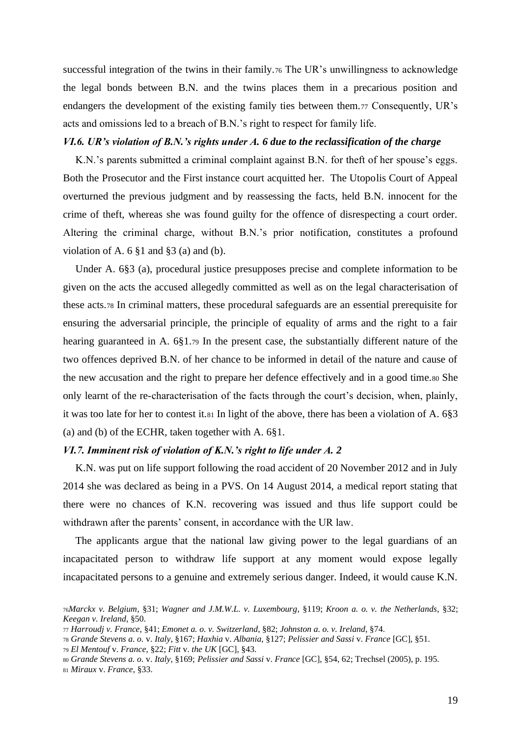successful integration of the twins in their family.[76] The UR's unwillingness to acknowledge the legal bonds between B.N. and the twins places them in a precarious position and endangers the development of the existing family ties between them.[77] Consequently, UR's acts and omissions led to a breach of B.N.'s right to respect for family life.

### *VI.6. UR's violation of B.N.'s rights under A. 6 due to the reclassification of the charge*

K.N.'s parents submitted a criminal complaint against B.N. for theft of her spouse's eggs. Both the Prosecutor and the First instance court acquitted her. The Utopolis Court of Appeal overturned the previous judgment and by reassessing the facts, held B.N. innocent for the crime of theft, whereas she was found guilty for the offence of disrespecting a court order. Altering the criminal charge, without B.N.'s prior notification, constitutes a profound violation of A. 6 §1 and §3 (a) and (b).

Under A. 6§3 (a), procedural justice presupposes precise and complete information to be given on the acts the accused allegedly committed as well as on the legal characterisation of these acts.[78] In criminal matters, these procedural safeguards are an essential prerequisite for ensuring the adversarial principle, the principle of equality of arms and the right to a fair hearing guaranteed in A. 6§1.[79] In the present case, the substantially different nature of the two offences deprived B.N. of her chance to be informed in detail of the nature and cause of the new accusation and the right to prepare her defence effectively and in a good time.[80] She only learnt of the re-characterisation of the facts through the court's decision, when, plainly, it was too late for her to contest it.[81] In light of the above, there has been a violation of A. 6§3 (a) and (b) of the ECHR, taken together with A. 6§1.

### *VI.7. Imminent risk of violation of K.N.'s right to life under A. 2*

K.N. was put on life support following the road accident of 20 November 2012 and in July 2014 she was declared as being in a PVS. On 14 August 2014, a medical report stating that there were no chances of K.N. recovering was issued and thus life support could be withdrawn after the parents' consent, in accordance with the UR law.

The applicants argue that the national law giving power to the legal guardians of an incapacitated person to withdraw life support at any moment would expose legally incapacitated persons to a genuine and extremely serious danger. Indeed, it would cause K.N.

---

[76] *Marckx v. Belgium*, §31; *Wagner and J.M.W.L. v. Luxembourg*, §119; *Kroon a. o. v. the Netherlands*, §32; *Keegan v. Ireland*, §50.

[77] *Harroudj v. France*, §41; *Emonet a. o. v. Switzerland*, §82; *Johnston a. o. v. Ireland*, §74.

[78] *Grande Stevens a. o.* v. *Italy*, §167; *Haxhia* v. *Albania*, §127; *Pelissier and Sassi* v. *France* [GC], §51.

[79] *El Mentouf* v. *France*, §22; *Fitt* v. *the UK* [GC], §43.

[80] *Grande Stevens a. o.* v. *Italy*, §169; *Pelissier and Sassi* v. *France* [GC], §54, 62; Trechsel (2005), p. 195.

[81] *Miraux* v. *France*, §33.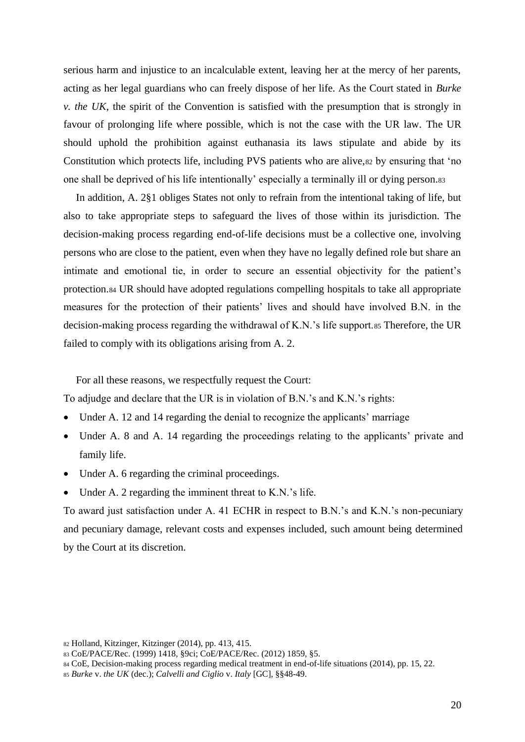serious harm and injustice to an incalculable extent, leaving her at the mercy of her parents, acting as her legal guardians who can freely dispose of her life. As the Court stated in *Burke v. the UK*, the spirit of the Convention is satisfied with the presumption that is strongly in favour of prolonging life where possible, which is not the case with the UR law. The UR should uphold the prohibition against euthanasia its laws stipulate and abide by its Constitution which protects life, including PVS patients who are alive,[82] by ensuring that 'no one shall be deprived of his life intentionally' especially a terminally ill or dying person.[83]

In addition, A. 2§1 obliges States not only to refrain from the intentional taking of life, but also to take appropriate steps to safeguard the lives of those within its jurisdiction. The decision-making process regarding end-of-life decisions must be a collective one, involving persons who are close to the patient, even when they have no legally defined role but share an intimate and emotional tie, in order to secure an essential objectivity for the patient's protection.[84] UR should have adopted regulations compelling hospitals to take all appropriate measures for the protection of their patients' lives and should have involved B.N. in the decision-making process regarding the withdrawal of K.N.'s life support.[85] Therefore, the UR failed to comply with its obligations arising from A. 2.

For all these reasons, we respectfully request the Court:

To adjudge and declare that the UR is in violation of B.N.'s and K.N.'s rights:

- Under A. 12 and 14 regarding the denial to recognize the applicants' marriage
- Under A. 8 and A. 14 regarding the proceedings relating to the applicants' private and family life.
- Under A. 6 regarding the criminal proceedings.
- Under A. 2 regarding the imminent threat to K.N.'s life.

To award just satisfaction under A. 41 ECHR in respect to B.N.'s and K.N.'s non-pecuniary and pecuniary damage, relevant costs and expenses included, such amount being determined by the Court at its discretion.

---

[82] Holland, Kitzinger, Kitzinger (2014), pp. 413, 415.

[83] CoE/PACE/Rec. (1999) 1418, §9ci; CoE/PACE/Rec. (2012) 1859, §5.

[84] CoE, Decision-making process regarding medical treatment in end-of-life situations (2014), pp. 15, 22.

[85] *Burke* v. *the UK* (dec.); *Calvelli and Ciglio* v. *Italy* [GC], §§48-49.